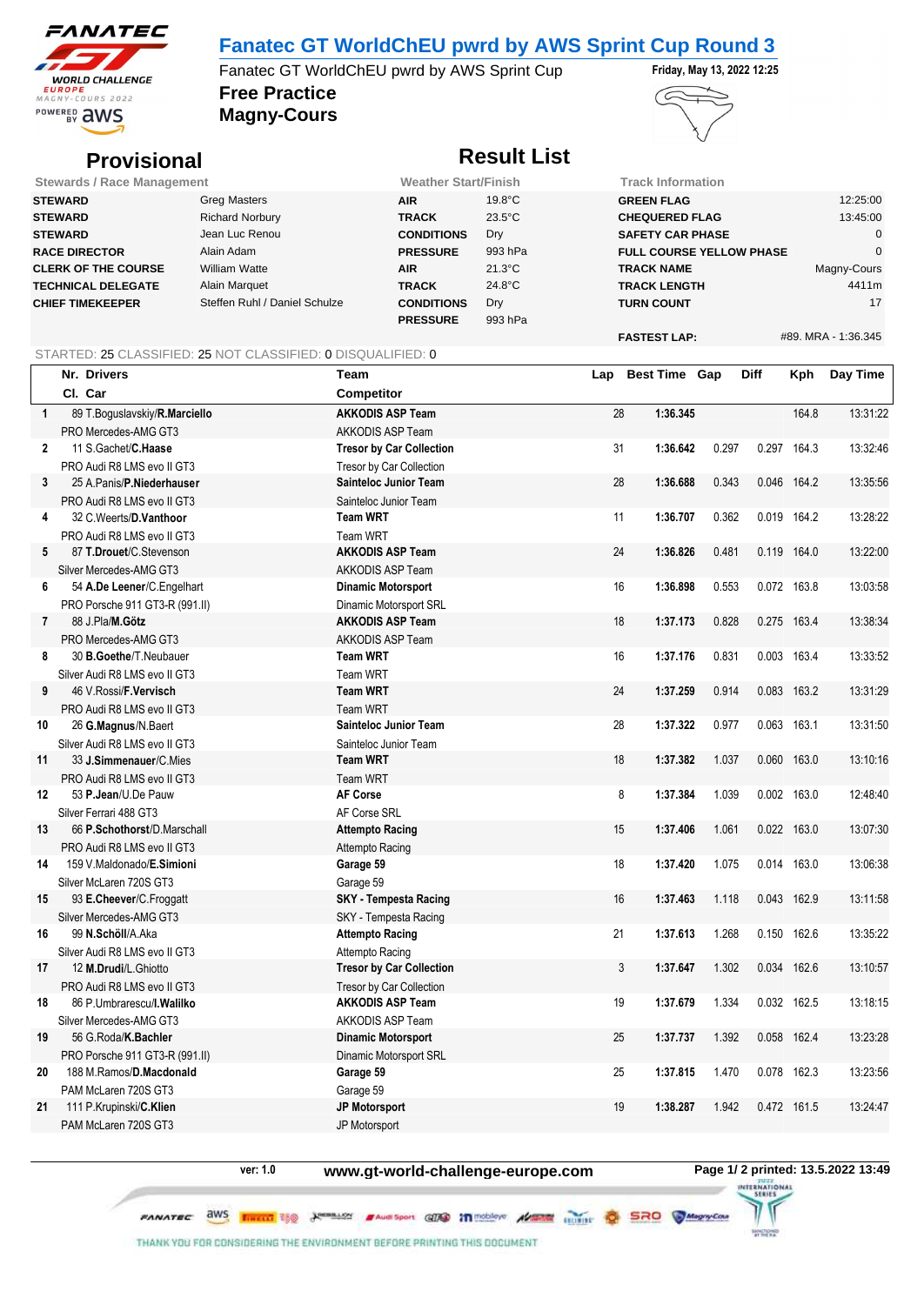# Fanatec GT WorldChEU pwrd by AWS Sprint Cup Round 3

Fanatec GT WorldChEU pwrd by AWS Sprint Cup

**Friday, May 13, 2022 12:25**

**Free Practice**

**Magny-Cours**

## Provisional

## Result List

| Stewards / Race Management | | Weather Start/Finish | | Track Information | |
|---|---|---|---|---|---|
| **STEWARD** | Greg Masters | **AIR** | 19.8°C | **GREEN FLAG** | 12:25:00 |
| **STEWARD** | Richard Norbury | **TRACK** | 23.5°C | **CHEQUERED FLAG** | 13:45:00 |
| **STEWARD** | Jean Luc Renou | **CONDITIONS** | Dry | **SAFETY CAR PHASE** | 0 |
| **RACE DIRECTOR** | Alain Adam | **PRESSURE** | 993 hPa | **FULL COURSE YELLOW PHASE** | 0 |
| **CLERK OF THE COURSE** | William Watte | **AIR** | 21.3°C | **TRACK NAME** | Magny-Cours |
| **TECHNICAL DELEGATE** | Alain Marquet | **TRACK** | 24.8°C | **TRACK LENGTH** | 4411m |
| **CHIEF TIMEKEEPER** | Steffen Ruhl / Daniel Schulze | **CONDITIONS** | Dry | **TURN COUNT** | 17 |
| | | **PRESSURE** | 993 hPa | | |
| | | | | **FASTEST LAP:** | #89. MRA - 1:36.345 |

STARTED: 25 CLASSIFIED: 25 NOT CLASSIFIED: 0 DISQUALIFIED: 0

| | Nr. Drivers / Cl. Car | Team / Competitor | Lap | Best Time | Gap | Diff | Kph | Day Time |
|---|---|---|---|---|---|---|---|---|
| 1 | 89 T.Boguslavskiy/**R.Marciello**<br>PRO Mercedes-AMG GT3 | **AKKODIS ASP Team**<br>AKKODIS ASP Team | 28 | **1:36.345** | | | 164.8 | 13:31:22 |
| 2 | 11 S.Gachet/**C.Haase**<br>PRO Audi R8 LMS evo II GT3 | **Tresor by Car Collection**<br>Tresor by Car Collection | 31 | **1:36.642** | 0.297 | 0.297 | 164.3 | 13:32:46 |
| 3 | 25 A.Panis/**P.Niederhauser**<br>PRO Audi R8 LMS evo II GT3 | **Sainteloc Junior Team**<br>Sainteloc Junior Team | 28 | **1:36.688** | 0.343 | 0.046 | 164.2 | 13:35:56 |
| 4 | 32 C.Weerts/**D.Vanthoor**<br>PRO Audi R8 LMS evo II GT3 | **Team WRT**<br>Team WRT | 11 | **1:36.707** | 0.362 | 0.019 | 164.2 | 13:28:22 |
| 5 | 87 **T.Drouet**/C.Stevenson<br>Silver Mercedes-AMG GT3 | **AKKODIS ASP Team**<br>AKKODIS ASP Team | 24 | **1:36.826** | 0.481 | 0.119 | 164.0 | 13:22:00 |
| 6 | 54 **A.De Leener**/C.Engelhart<br>PRO Porsche 911 GT3-R (991.II) | **Dinamic Motorsport**<br>Dinamic Motorsport SRL | 16 | **1:36.898** | 0.553 | 0.072 | 163.8 | 13:03:58 |
| 7 | 88 J.Pla/**M.Götz**<br>PRO Mercedes-AMG GT3 | **AKKODIS ASP Team**<br>AKKODIS ASP Team | 18 | **1:37.173** | 0.828 | 0.275 | 163.4 | 13:38:34 |
| 8 | 30 **B.Goethe**/T.Neubauer<br>Silver Audi R8 LMS evo II GT3 | **Team WRT**<br>Team WRT | 16 | **1:37.176** | 0.831 | 0.003 | 163.4 | 13:33:52 |
| 9 | 46 V.Rossi/**F.Vervisch**<br>PRO Audi R8 LMS evo II GT3 | **Team WRT**<br>Team WRT | 24 | **1:37.259** | 0.914 | 0.083 | 163.2 | 13:31:29 |
| 10 | 26 **G.Magnus**/N.Baert<br>Silver Audi R8 LMS evo II GT3 | **Sainteloc Junior Team**<br>Sainteloc Junior Team | 28 | **1:37.322** | 0.977 | 0.063 | 163.1 | 13:31:50 |
| 11 | 33 **J.Simmenauer**/C.Mies<br>PRO Audi R8 LMS evo II GT3 | **Team WRT**<br>Team WRT | 18 | **1:37.382** | 1.037 | 0.060 | 163.0 | 13:10:16 |
| 12 | 53 **P.Jean**/U.De Pauw<br>Silver Ferrari 488 GT3 | **AF Corse**<br>AF Corse SRL | 8 | **1:37.384** | 1.039 | 0.002 | 163.0 | 12:48:40 |
| 13 | 66 **P.Schothorst**/D.Marschall<br>PRO Audi R8 LMS evo II GT3 | **Attempto Racing**<br>Attempto Racing | 15 | **1:37.406** | 1.061 | 0.022 | 163.0 | 13:07:30 |
| 14 | 159 V.Maldonado/**E.Simioni**<br>Silver McLaren 720S GT3 | **Garage 59**<br>Garage 59 | 18 | **1:37.420** | 1.075 | 0.014 | 163.0 | 13:06:38 |
| 15 | 93 **E.Cheever**/C.Froggatt<br>Silver Mercedes-AMG GT3 | **SKY - Tempesta Racing**<br>SKY - Tempesta Racing | 16 | **1:37.463** | 1.118 | 0.043 | 162.9 | 13:11:58 |
| 16 | 99 **N.Schöll**/A.Aka<br>Silver Audi R8 LMS evo II GT3 | **Attempto Racing**<br>Attempto Racing | 21 | **1:37.613** | 1.268 | 0.150 | 162.6 | 13:35:22 |
| 17 | 12 **M.Drudi**/L.Ghiotto<br>PRO Audi R8 LMS evo II GT3 | **Tresor by Car Collection**<br>Tresor by Car Collection | 3 | **1:37.647** | 1.302 | 0.034 | 162.6 | 13:10:57 |
| 18 | 86 P.Umbrarescu/**I.Walilko**<br>Silver Mercedes-AMG GT3 | **AKKODIS ASP Team**<br>AKKODIS ASP Team | 19 | **1:37.679** | 1.334 | 0.032 | 162.5 | 13:18:15 |
| 19 | 56 G.Roda/**K.Bachler**<br>PRO Porsche 911 GT3-R (991.II) | **Dinamic Motorsport**<br>Dinamic Motorsport SRL | 25 | **1:37.737** | 1.392 | 0.058 | 162.4 | 13:23:28 |
| 20 | 188 M.Ramos/**D.Macdonald**<br>PAM McLaren 720S GT3 | **Garage 59**<br>Garage 59 | 25 | **1:37.815** | 1.470 | 0.078 | 162.3 | 13:23:56 |
| 21 | 111 P.Krupinski/**C.Klien**<br>PAM McLaren 720S GT3 | **JP Motorsport**<br>JP Motorsport | 19 | **1:38.287** | 1.942 | 0.472 | 161.5 | 13:24:47 |

ver: 1.0 **www.gt-world-challenge-europe.com** **Page 1/ 2 printed: 13.5.2022 13:49**

THANK YOU FOR CONSIDERING THE ENVIRONMENT BEFORE PRINTING THIS DOCUMENT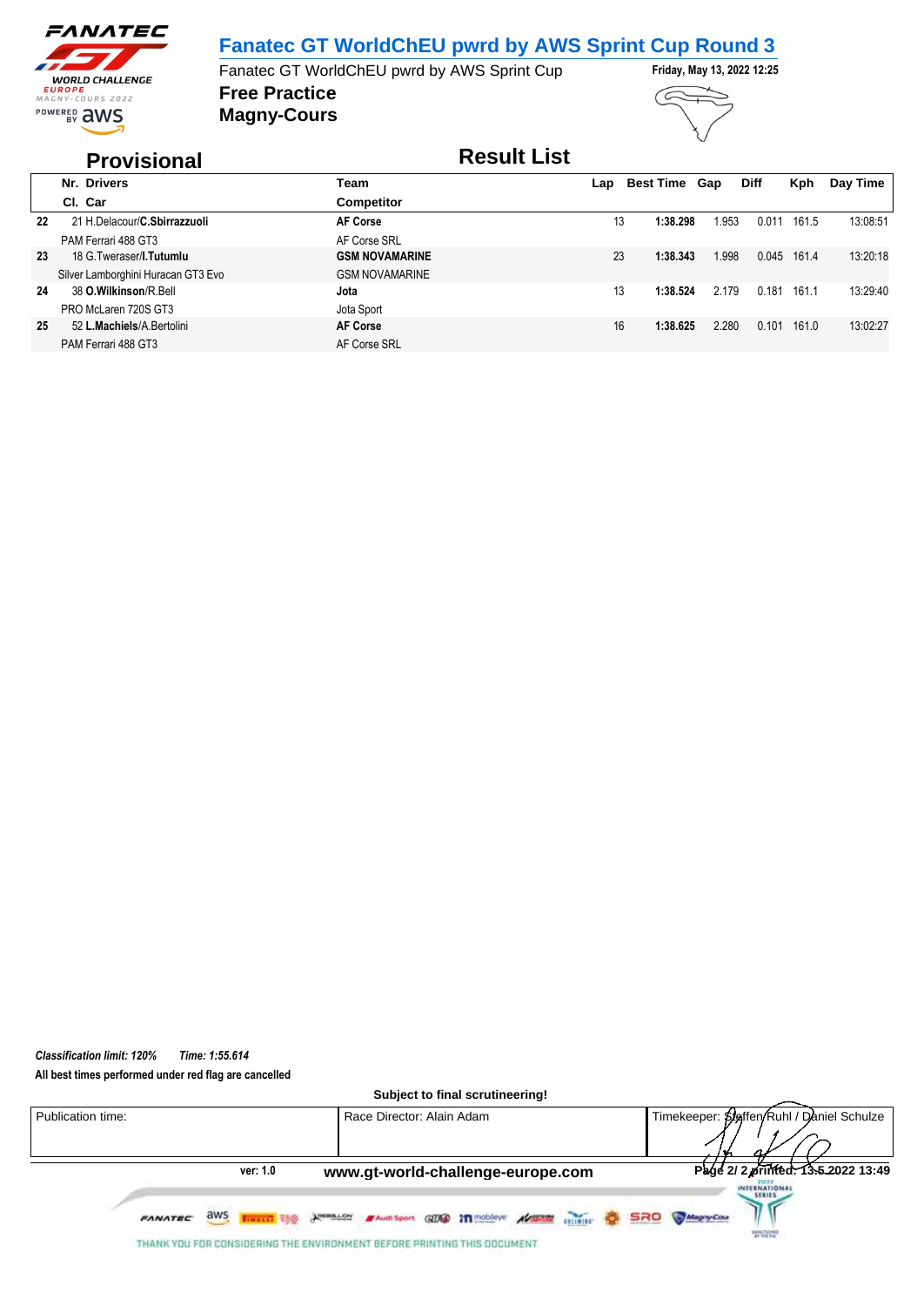# Fanatec GT WorldChEU pwrd by AWS Sprint Cup Round 3

Fanatec GT WorldChEU pwrd by AWS Sprint Cup

Friday, May 13, 2022 12:25

## Free Practice

## Magny-Cours

**Provisional**

## Result List

| | Nr. Drivers / Cl. Car | Team / Competitor | Lap | Best Time | Gap | Diff | Kph | Day Time |
|---|---|---|---|---|---|---|---|---|
| 22 | 21 H.Delacour/**C.Sbirrazzuoli** | **AF Corse** | 13 | **1:38.298** | 1.953 | 0.011 | 161.5 | 13:08:51 |
| | PAM Ferrari 488 GT3 | AF Corse SRL | | | | | | |
| 23 | 18 G.Tweraser/**I.Tutumlu** | **GSM NOVAMARINE** | 23 | **1:38.343** | 1.998 | 0.045 | 161.4 | 13:20:18 |
| | Silver Lamborghini Huracan GT3 Evo | GSM NOVAMARINE | | | | | | |
| 24 | 38 **O.Wilkinson**/R.Bell | **Jota** | 13 | **1:38.524** | 2.179 | 0.181 | 161.1 | 13:29:40 |
| | PRO McLaren 720S GT3 | Jota Sport | | | | | | |
| 25 | 52 **L.Machiels**/A.Bertolini | **AF Corse** | 16 | **1:38.625** | 2.280 | 0.101 | 161.0 | 13:02:27 |
| | PAM Ferrari 488 GT3 | AF Corse SRL | | | | | | |

*Classification limit: 120%* *Time: 1:55.614*

All best times performed under red flag are cancelled

**Subject to final scrutineering!**

| Publication time: | Race Director: Alain Adam | Timekeeper: Steffen Ruhl / Daniel Schulze |
|---|---|---|

ver: 1.0 | www.gt-world-challenge-europe.com | printed: 13.5.2022 13:49

THANK YOU FOR CONSIDERING THE ENVIRONMENT BEFORE PRINTING THIS DOCUMENT